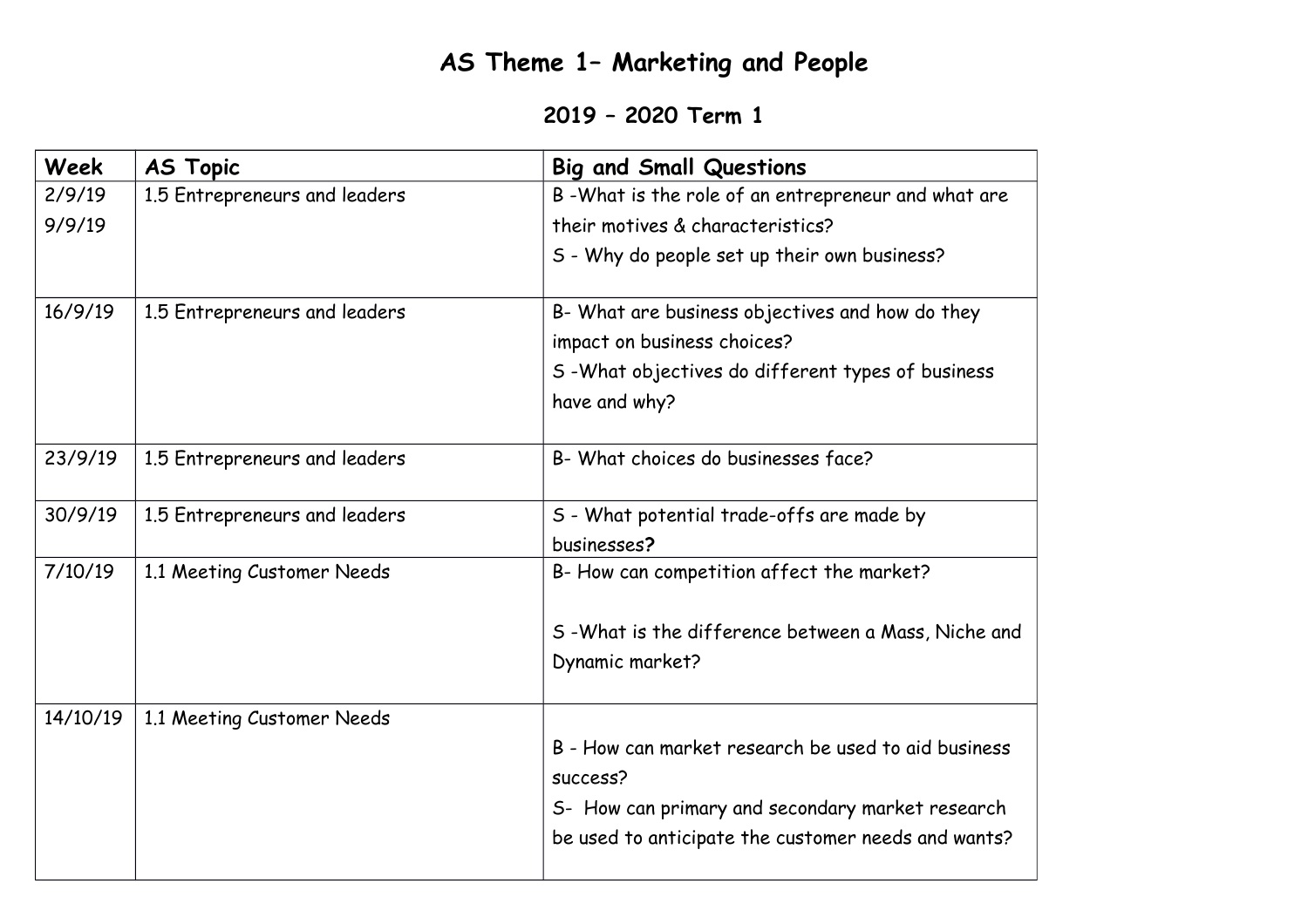# AS Theme 1– Marketing and People

## 2019 – 2020 Term 1

| Week | AS Topic | Big and Small Questions |
|---|---|---|
| 2/9/19<br>9/9/19 | 1.5 Entrepreneurs and leaders | B -What is the role of an entrepreneur and what are their motives & characteristics?<br>S - Why do people set up their own business? |
| 16/9/19 | 1.5 Entrepreneurs and leaders | B- What are business objectives and how do they impact on business choices?<br>S -What objectives do different types of business have and why? |
| 23/9/19 | 1.5 Entrepreneurs and leaders | B- What choices do businesses face? |
| 30/9/19 | 1.5 Entrepreneurs and leaders | S - What potential trade-offs are made by businesses? |
| 7/10/19 | 1.1 Meeting Customer Needs | B- How can competition affect the market?<br><br>S -What is the difference between a Mass, Niche and Dynamic market? |
| 14/10/19 | 1.1 Meeting Customer Needs | B - How can market research be used to aid business success?<br>S- How can primary and secondary market research be used to anticipate the customer needs and wants? |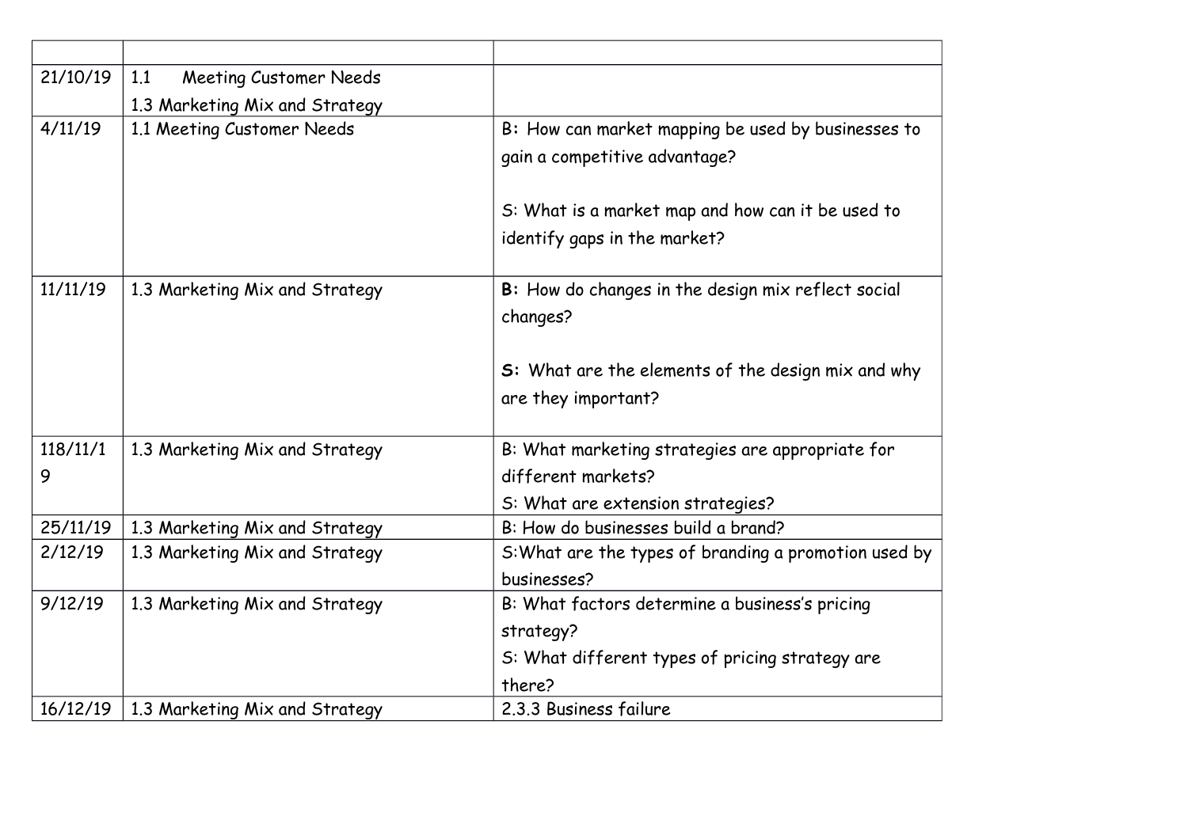| | | |
|---|---|---|
| 21/10/19 | 1.1 Meeting Customer Needs<br>1.3 Marketing Mix and Strategy | |
| 4/11/19 | 1.1 Meeting Customer Needs | B: How can market mapping be used by businesses to gain a competitive advantage?<br><br>S: What is a market map and how can it be used to identify gaps in the market? |
| 11/11/19 | 1.3 Marketing Mix and Strategy | **B:** How do changes in the design mix reflect social changes?<br><br>**S:** What are the elements of the design mix and why are they important? |
| 118/11/19 | 1.3 Marketing Mix and Strategy | B: What marketing strategies are appropriate for different markets?<br>S: What are extension strategies? |
| 25/11/19 | 1.3 Marketing Mix and Strategy | B: How do businesses build a brand? |
| 2/12/19 | 1.3 Marketing Mix and Strategy | S:What are the types of branding a promotion used by businesses? |
| 9/12/19 | 1.3 Marketing Mix and Strategy | B: What factors determine a business's pricing strategy?<br>S: What different types of pricing strategy are there? |
| 16/12/19 | 1.3 Marketing Mix and Strategy | 2.3.3 Business failure |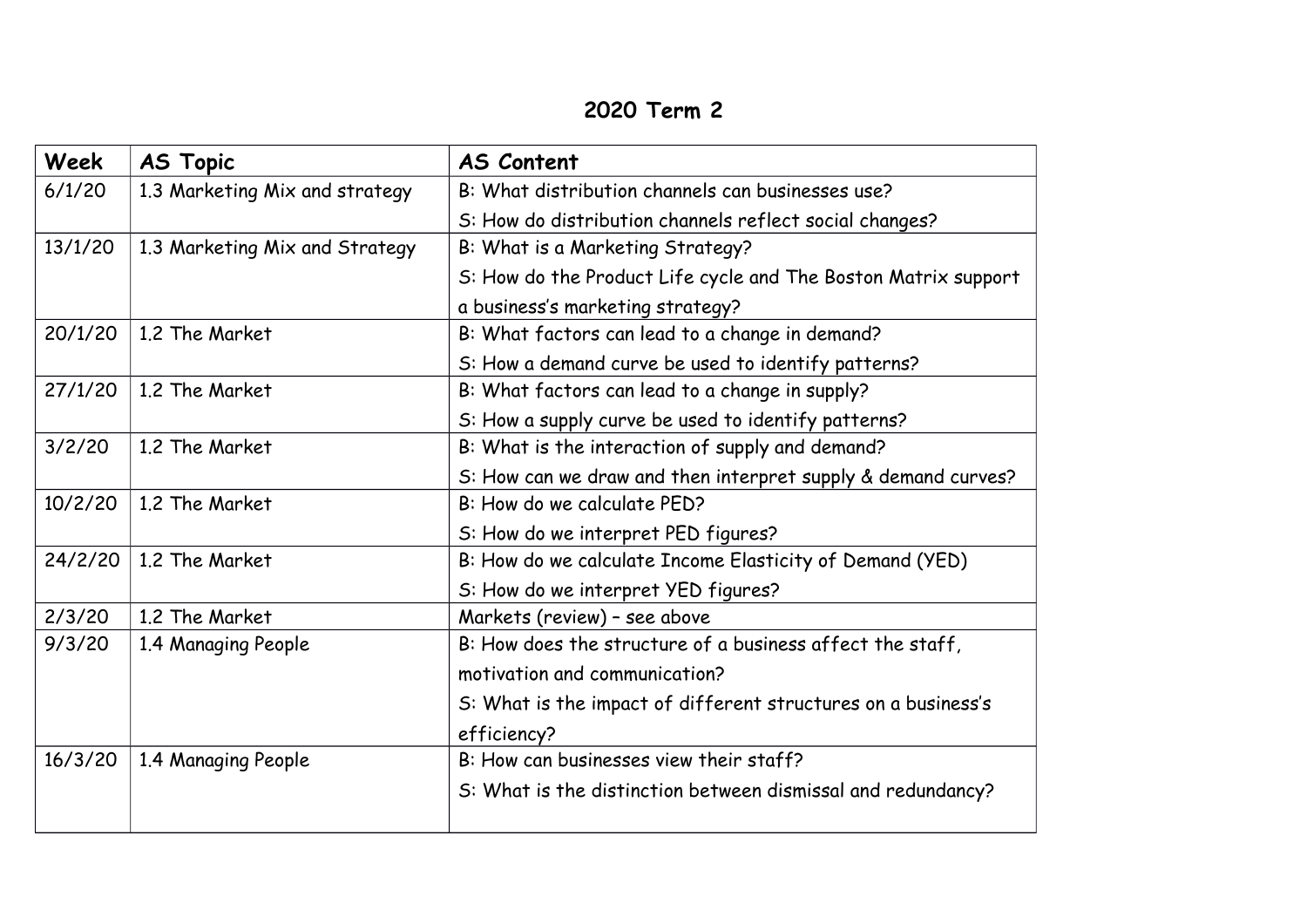## 2020 Term 2

| Week | AS Topic | AS Content |
|---|---|---|
| 6/1/20 | 1.3 Marketing Mix and strategy | B: What distribution channels can businesses use?<br>S: How do distribution channels reflect social changes? |
| 13/1/20 | 1.3 Marketing Mix and Strategy | B: What is a Marketing Strategy?<br>S: How do the Product Life cycle and The Boston Matrix support a business's marketing strategy? |
| 20/1/20 | 1.2 The Market | B: What factors can lead to a change in demand?<br>S: How a demand curve be used to identify patterns? |
| 27/1/20 | 1.2 The Market | B: What factors can lead to a change in supply?<br>S: How a supply curve be used to identify patterns? |
| 3/2/20 | 1.2 The Market | B: What is the interaction of supply and demand?<br>S: How can we draw and then interpret supply & demand curves? |
| 10/2/20 | 1.2 The Market | B: How do we calculate PED?<br>S: How do we interpret PED figures? |
| 24/2/20 | 1.2 The Market | B: How do we calculate Income Elasticity of Demand (YED)<br>S: How do we interpret YED figures? |
| 2/3/20 | 1.2 The Market | Markets (review) – see above |
| 9/3/20 | 1.4 Managing People | B: How does the structure of a business affect the staff, motivation and communication?<br>S: What is the impact of different structures on a business's efficiency? |
| 16/3/20 | 1.4 Managing People | B: How can businesses view their staff?<br>S: What is the distinction between dismissal and redundancy? |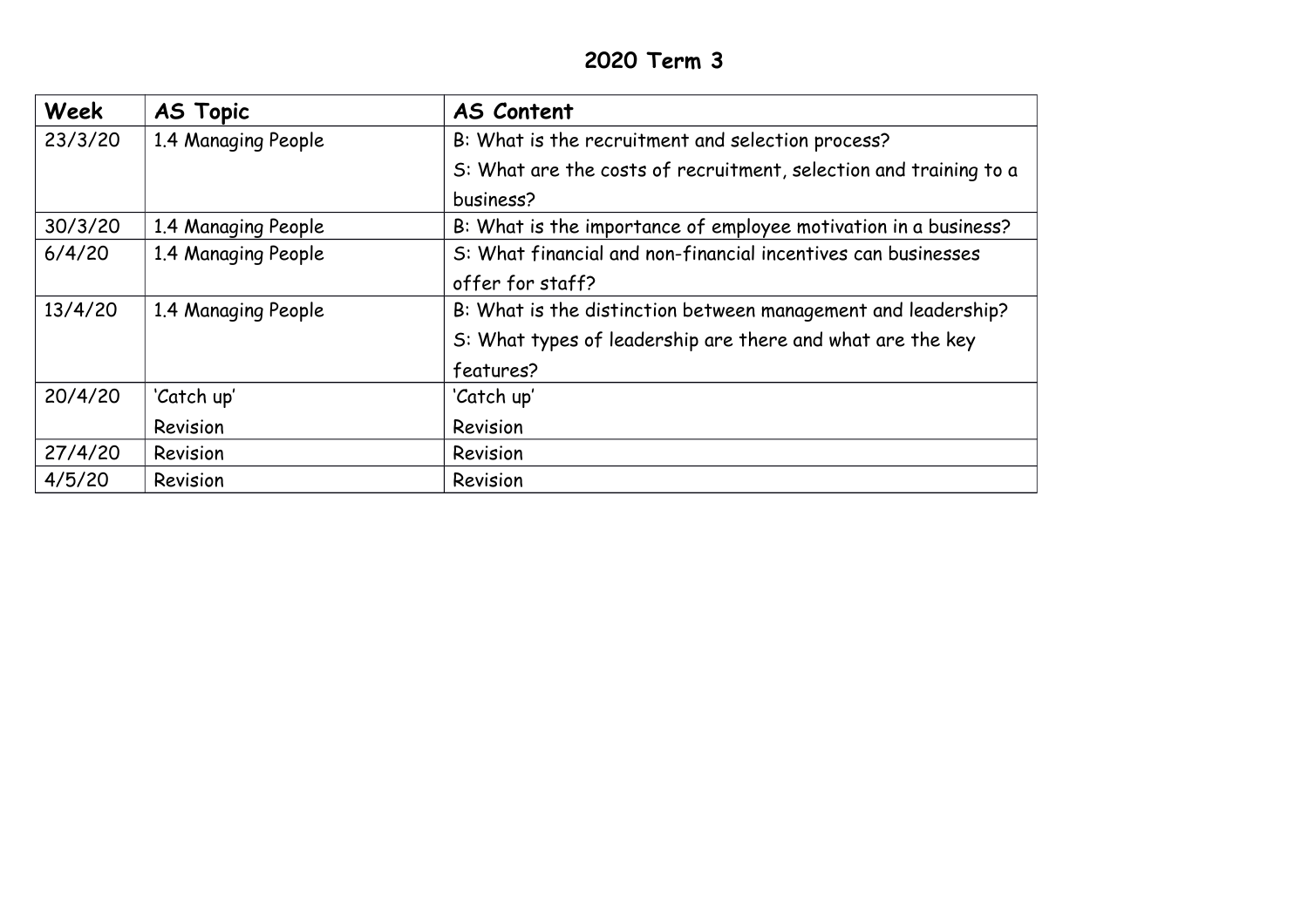# 2020 Term 3

| Week | AS Topic | AS Content |
| --- | --- | --- |
| 23/3/20 | 1.4 Managing People | B: What is the recruitment and selection process?<br>S: What are the costs of recruitment, selection and training to a business? |
| 30/3/20 | 1.4 Managing People | B: What is the importance of employee motivation in a business? |
| 6/4/20 | 1.4 Managing People | S: What financial and non-financial incentives can businesses offer for staff? |
| 13/4/20 | 1.4 Managing People | B: What is the distinction between management and leadership?<br>S: What types of leadership are there and what are the key features? |
| 20/4/20 | 'Catch up'<br>Revision | 'Catch up'<br>Revision |
| 27/4/20 | Revision | Revision |
| 4/5/20 | Revision | Revision |